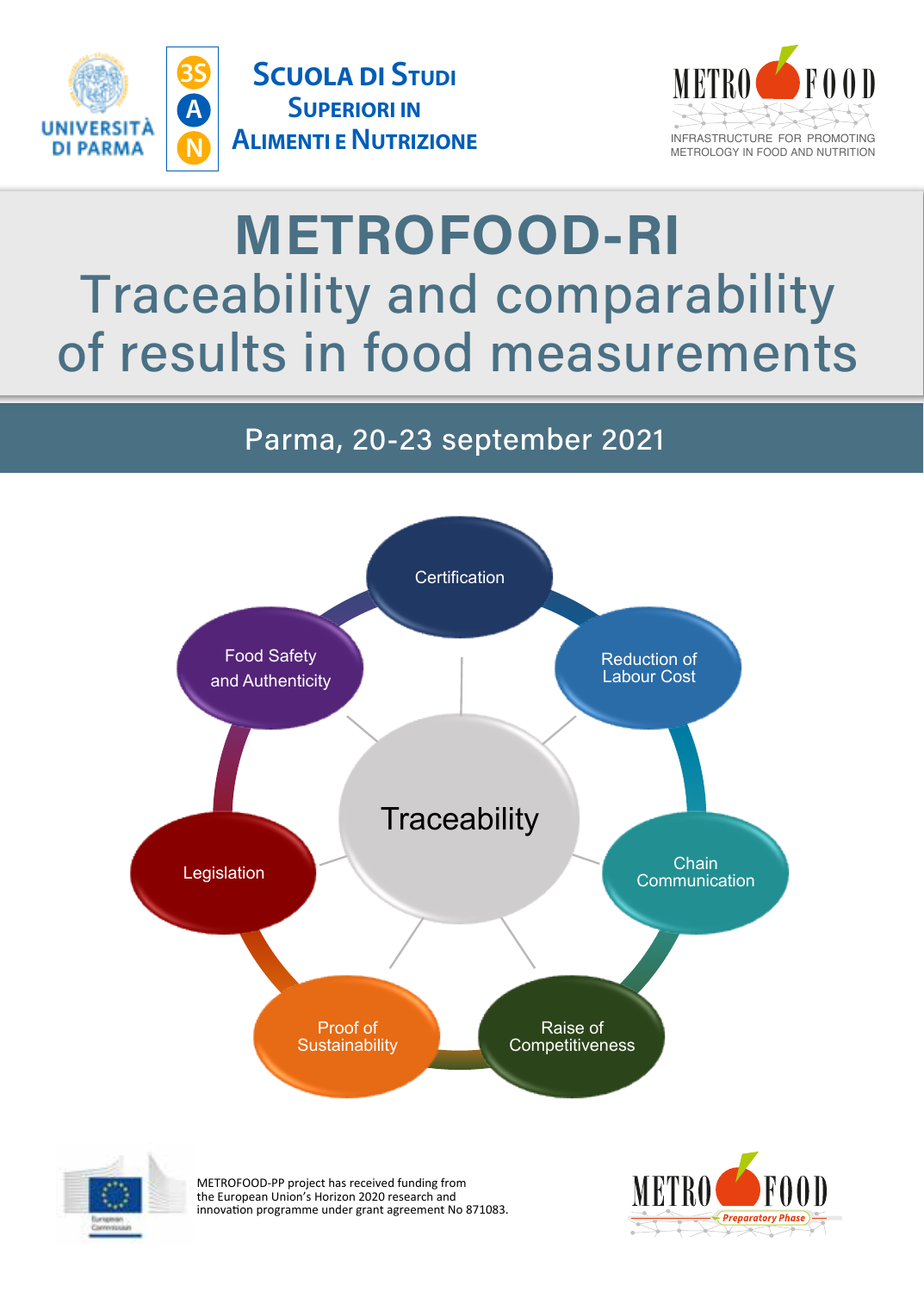UNIVERSITÀ DI PARMA

3S A N

SCUOLA DI STUDI SUPERIORI IN ALIMENTI E NUTRIZIONE

METROFOOD

INFRASTRUCTURE FOR PROMOTING METROLOGY IN FOOD AND NUTRITION

# METROFOOD-RI

# Traceability and comparability of results in food measurements

## Parma, 20-23 september 2021

Certification

Reduction of Labour Cost

Chain Communication

Raise of Competitiveness

Proof of Sustainability

Legislation

Food Safety and Authenticity

Traceability

METROFOOD-PP project has received funding from the European Union's Horizon 2020 research and innovation programme under grant agreement No 871083.

METROFOOD Preparatory Phase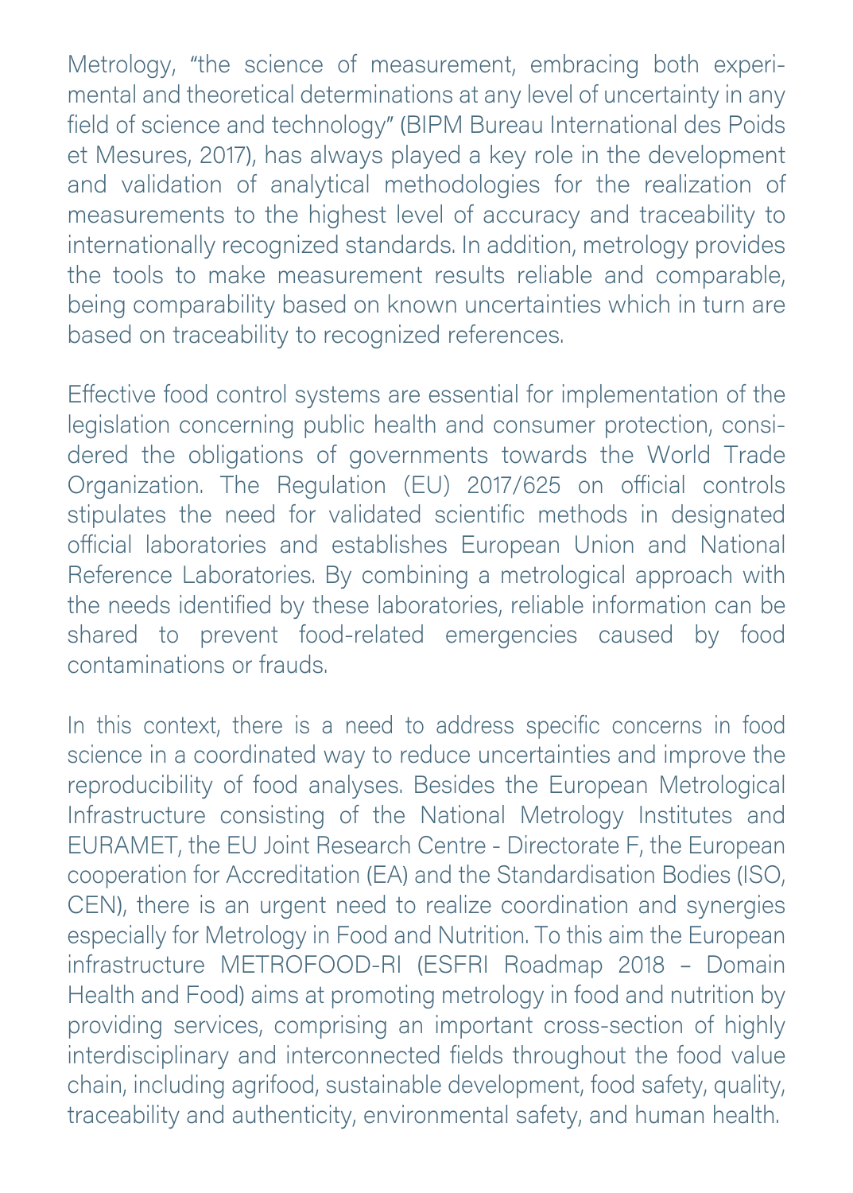Metrology, "the science of measurement, embracing both experimental and theoretical determinations at any level of uncertainty in any field of science and technology" (BIPM Bureau International des Poids et Mesures, 2017), has always played a key role in the development and validation of analytical methodologies for the realization of measurements to the highest level of accuracy and traceability to internationally recognized standards. In addition, metrology provides the tools to make measurement results reliable and comparable, being comparability based on known uncertainties which in turn are based on traceability to recognized references.

Effective food control systems are essential for implementation of the legislation concerning public health and consumer protection, considered the obligations of governments towards the World Trade Organization. The Regulation (EU) 2017/625 on official controls stipulates the need for validated scientific methods in designated official laboratories and establishes European Union and National Reference Laboratories. By combining a metrological approach with the needs identified by these laboratories, reliable information can be shared to prevent food-related emergencies caused by food contaminations or frauds.

In this context, there is a need to address specific concerns in food science in a coordinated way to reduce uncertainties and improve the reproducibility of food analyses. Besides the European Metrological Infrastructure consisting of the National Metrology Institutes and EURAMET, the EU Joint Research Centre - Directorate F, the European cooperation for Accreditation (EA) and the Standardisation Bodies (ISO, CEN), there is an urgent need to realize coordination and synergies especially for Metrology in Food and Nutrition. To this aim the European infrastructure METROFOOD-RI (ESFRI Roadmap 2018 – Domain Health and Food) aims at promoting metrology in food and nutrition by providing services, comprising an important cross-section of highly interdisciplinary and interconnected fields throughout the food value chain, including agrifood, sustainable development, food safety, quality, traceability and authenticity, environmental safety, and human health.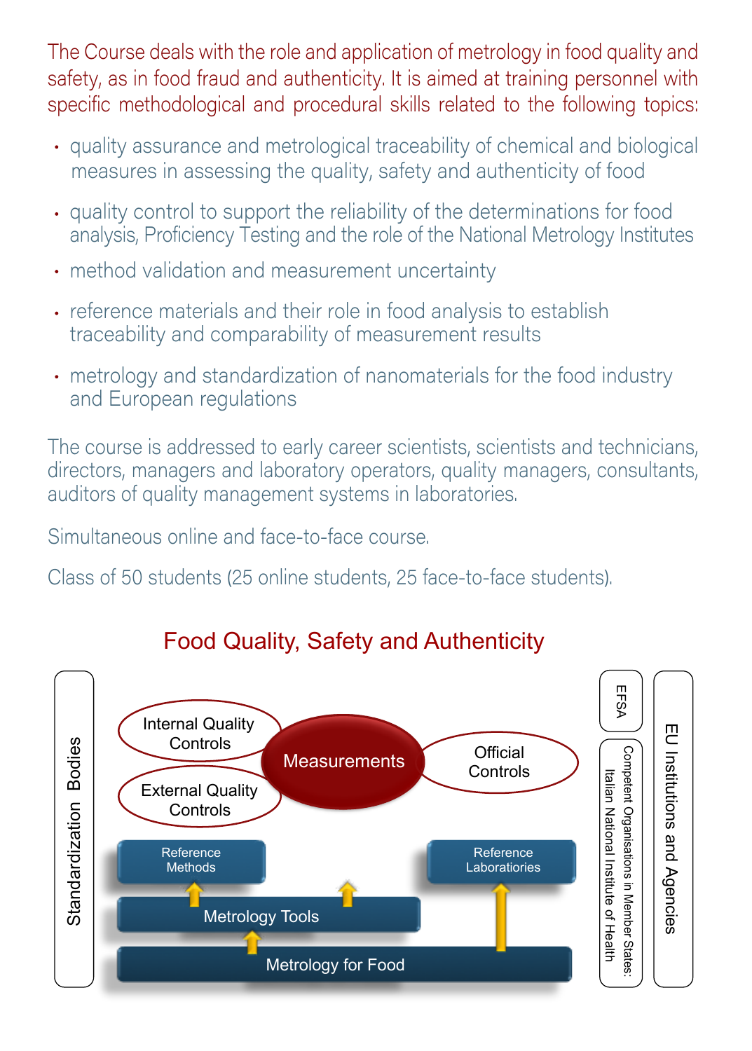The Course deals with the role and application of metrology in food quality and safety, as in food fraud and authenticity. It is aimed at training personnel with specific methodological and procedural skills related to the following topics:

- quality assurance and metrological traceability of chemical and biological measures in assessing the quality, safety and authenticity of food
- quality control to support the reliability of the determinations for food analysis, Proficiency Testing and the role of the National Metrology Institutes
- method validation and measurement uncertainty
- reference materials and their role in food analysis to establish traceability and comparability of measurement results
- metrology and standardization of nanomaterials for the food industry and European regulations

The course is addressed to early career scientists, scientists and technicians, directors, managers and laboratory operators, quality managers, consultants, auditors of quality management systems in laboratories.

Simultaneous online and face-to-face course.

Class of 50 students (25 online students, 25 face-to-face students).

## Food Quality, Safety and Authenticity

Standardization Bodies

Internal Quality Controls

External Quality Controls

Measurements

Official Controls

Reference Methods

Reference Laboratories

Metrology Tools

Metrology for Food

EFSA

Competent Organisations in Member States: Italian National Institute of Health

EU Institutions and Agencies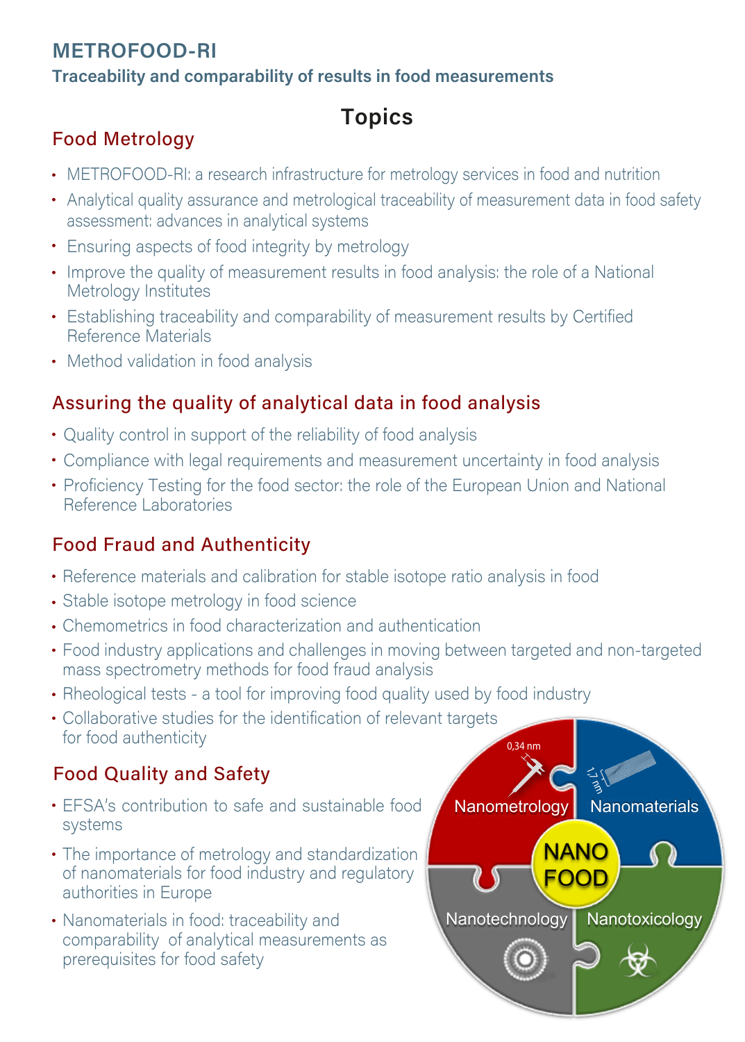## METROFOOD-RI

**Traceability and comparability of results in food measurements**

# Topics

### Food Metrology

- METROFOOD-RI: a research infrastructure for metrology services in food and nutrition
- Analytical quality assurance and metrological traceability of measurement data in food safety assessment: advances in analytical systems
- Ensuring aspects of food integrity by metrology
- Improve the quality of measurement results in food analysis: the role of a National Metrology Institutes
- Establishing traceability and comparability of measurement results by Certified Reference Materials
- Method validation in food analysis

### Assuring the quality of analytical data in food analysis

- Quality control in support of the reliability of food analysis
- Compliance with legal requirements and measurement uncertainty in food analysis
- Proficiency Testing for the food sector: the role of the European Union and National Reference Laboratories

### Food Fraud and Authenticity

- Reference materials and calibration for stable isotope ratio analysis in food
- Stable isotope metrology in food science
- Chemometrics in food characterization and authentication
- Food industry applications and challenges in moving between targeted and non-targeted mass spectrometry methods for food fraud analysis
- Rheological tests - a tool for improving food quality used by food industry
- Collaborative studies for the identification of relevant targets for food authenticity

### Food Quality and Safety

- EFSA's contribution to safe and sustainable food systems
- The importance of metrology and standardization of nanomaterials for food industry and regulatory authorities in Europe
- Nanomaterials in food: traceability and comparability of analytical measurements as prerequisites for food safety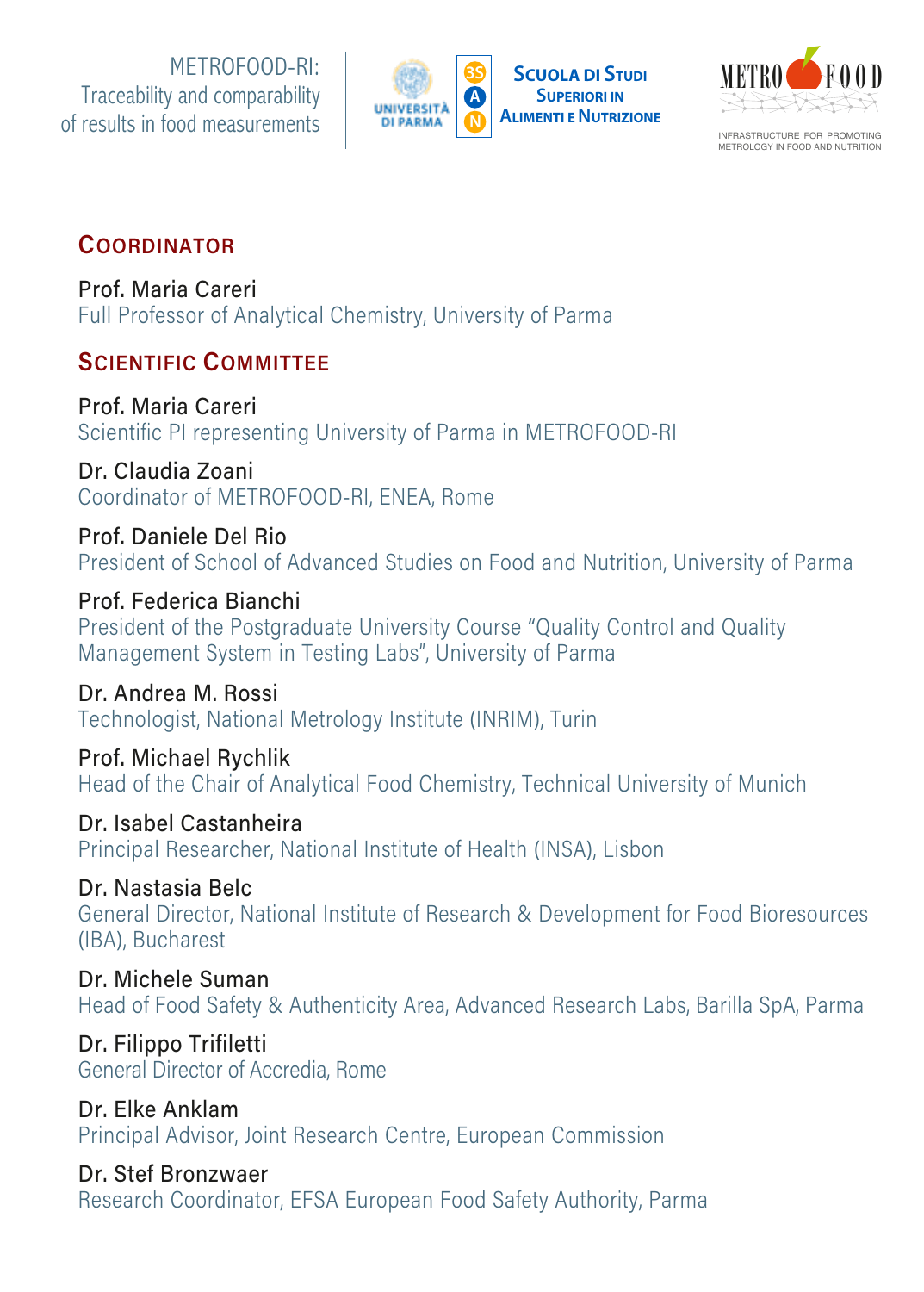METROFOOD-RI:
Traceability and comparability
of results in food measurements

UNIVERSITÀ DI PARMA

SCUOLA DI STUDI SUPERIORI IN ALIMENTI E NUTRIZIONE

METRO FOOD
INFRASTRUCTURE FOR PROMOTING METROLOGY IN FOOD AND NUTRITION

## Coordinator

Prof. Maria Careri
Full Professor of Analytical Chemistry, University of Parma

## Scientific Committee

Prof. Maria Careri
Scientific PI representing University of Parma in METROFOOD-RI

Dr. Claudia Zoani
Coordinator of METROFOOD-RI, ENEA, Rome

Prof. Daniele Del Rio
President of School of Advanced Studies on Food and Nutrition, University of Parma

Prof. Federica Bianchi
President of the Postgraduate University Course "Quality Control and Quality Management System in Testing Labs", University of Parma

Dr. Andrea M. Rossi
Technologist, National Metrology Institute (INRIM), Turin

Prof. Michael Rychlik
Head of the Chair of Analytical Food Chemistry, Technical University of Munich

Dr. Isabel Castanheira
Principal Researcher, National Institute of Health (INSA), Lisbon

Dr. Nastasia Belc
General Director, National Institute of Research & Development for Food Bioresources (IBA), Bucharest

Dr. Michele Suman
Head of Food Safety & Authenticity Area, Advanced Research Labs, Barilla SpA, Parma

Dr. Filippo Trifiletti
General Director of Accredia, Rome

Dr. Elke Anklam
Principal Advisor, Joint Research Centre, European Commission

Dr. Stef Bronzwaer
Research Coordinator, EFSA European Food Safety Authority, Parma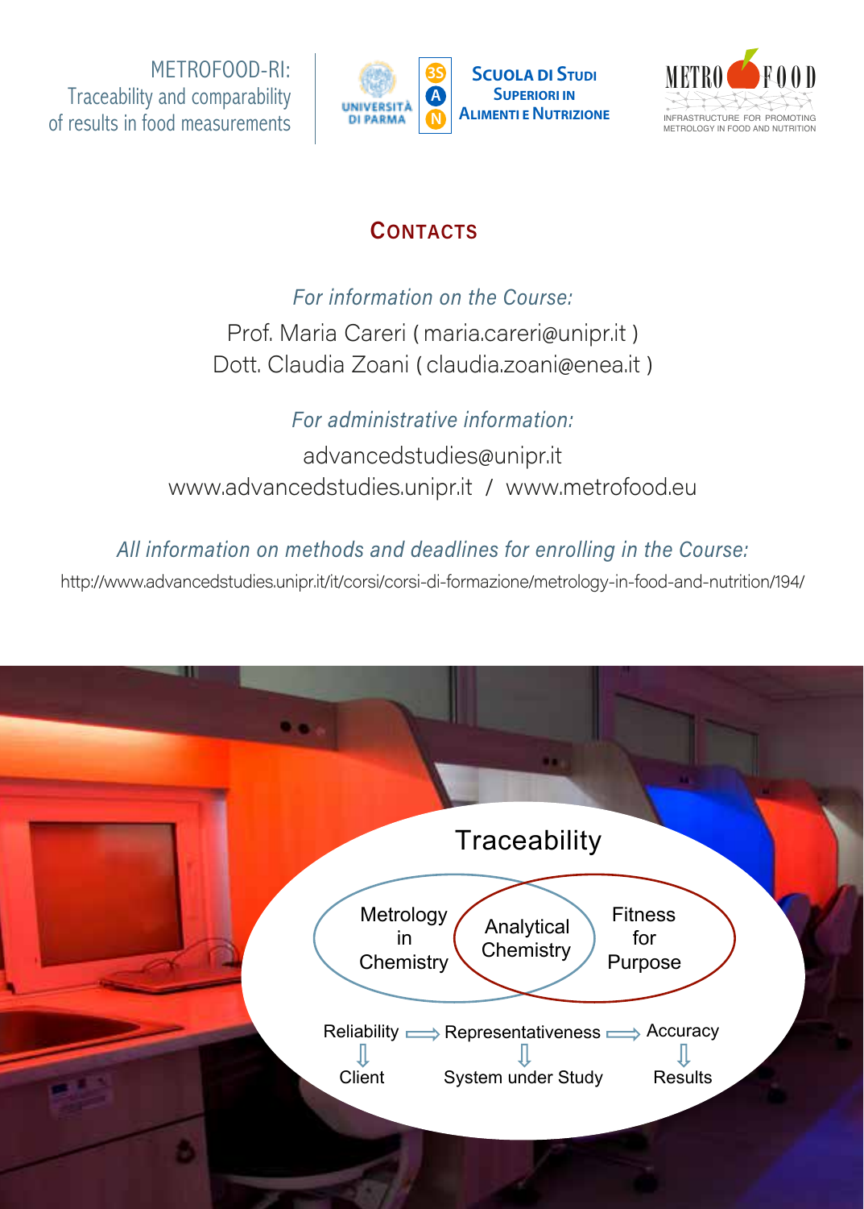METROFOOD-RI:
Traceability and comparability
of results in food measurements

UNIVERSITÀ DI PARMA

SCUOLA DI STUDI SUPERIORI IN ALIMENTI E NUTRIZIONE

METROFOOD
INFRASTRUCTURE FOR PROMOTING METROLOGY IN FOOD AND NUTRITION

## CONTACTS

*For information on the Course:*

Prof. Maria Careri ( maria.careri@unipr.it )
Dott. Claudia Zoani ( claudia.zoani@enea.it )

*For administrative information:*

advancedstudies@unipr.it
www.advancedstudies.unipr.it / www.metrofood.eu

*All information on methods and deadlines for enrolling in the Course:*

http://www.advancedstudies.unipr.it/it/corsi/corsi-di-formazione/metrology-in-food-and-nutrition/194/

Traceability

Metrology in Chemistry

Analytical Chemistry

Fitness for Purpose

Reliability ⟹ Representativeness ⟹ Accuracy

Client

System under Study

Results